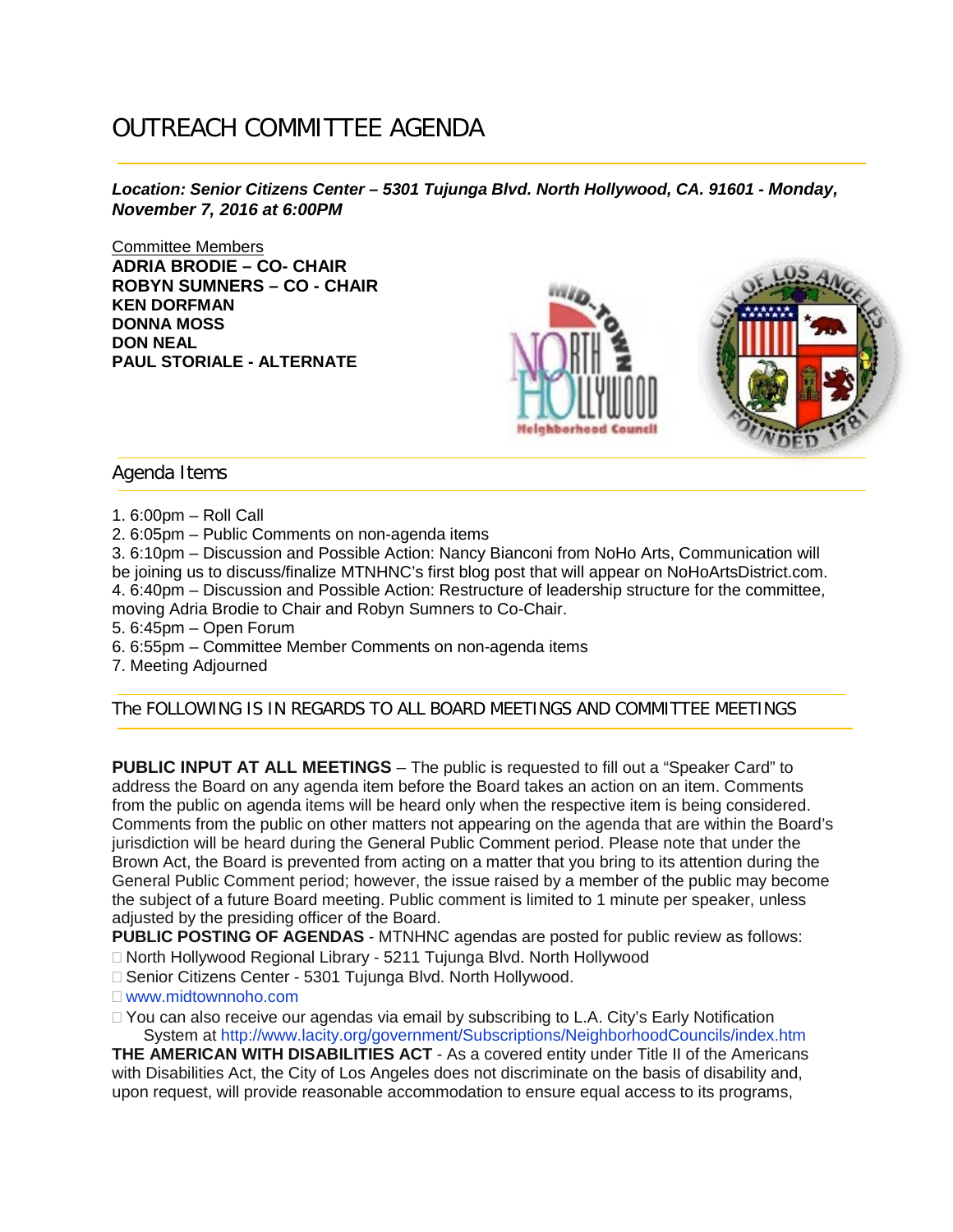# OUTREACH COMMITTEE AGENDA

***Location: Senior Citizens Center – 5301 Tujunga Blvd. North Hollywood, CA. 91601 - Monday, November 7, 2016 at 6:00PM***

Committee Members
**ADRIA BRODIE – CO- CHAIR**
**ROBYN SUMNERS – CO - CHAIR**
**KEN DORFMAN**
**DONNA MOSS**
**DON NEAL**
**PAUL STORIALE - ALTERNATE**

## Agenda Items

1. 6:00pm – Roll Call
2. 6:05pm – Public Comments on non-agenda items
3. 6:10pm – Discussion and Possible Action: Nancy Bianconi from NoHo Arts, Communication will be joining us to discuss/finalize MTNHNC's first blog post that will appear on NoHoArtsDistrict.com.
4. 6:40pm – Discussion and Possible Action: Restructure of leadership structure for the committee, moving Adria Brodie to Chair and Robyn Sumners to Co-Chair.
5. 6:45pm – Open Forum
6. 6:55pm – Committee Member Comments on non-agenda items
7. Meeting Adjourned

## The FOLLOWING IS IN REGARDS TO ALL BOARD MEETINGS AND COMMITTEE MEETINGS

**PUBLIC INPUT AT ALL MEETINGS** – The public is requested to fill out a "Speaker Card" to address the Board on any agenda item before the Board takes an action on an item. Comments from the public on agenda items will be heard only when the respective item is being considered. Comments from the public on other matters not appearing on the agenda that are within the Board's jurisdiction will be heard during the General Public Comment period. Please note that under the Brown Act, the Board is prevented from acting on a matter that you bring to its attention during the General Public Comment period; however, the issue raised by a member of the public may become the subject of a future Board meeting. Public comment is limited to 1 minute per speaker, unless adjusted by the presiding officer of the Board.

**PUBLIC POSTING OF AGENDAS** - MTNHNC agendas are posted for public review as follows:

- North Hollywood Regional Library - 5211 Tujunga Blvd. North Hollywood
- Senior Citizens Center - 5301 Tujunga Blvd. North Hollywood.
- www.midtownnoho.com
- You can also receive our agendas via email by subscribing to L.A. City's Early Notification System at http://www.lacity.org/government/Subscriptions/NeighborhoodCouncils/index.htm

**THE AMERICAN WITH DISABILITIES ACT** - As a covered entity under Title II of the Americans with Disabilities Act, the City of Los Angeles does not discriminate on the basis of disability and, upon request, will provide reasonable accommodation to ensure equal access to its programs,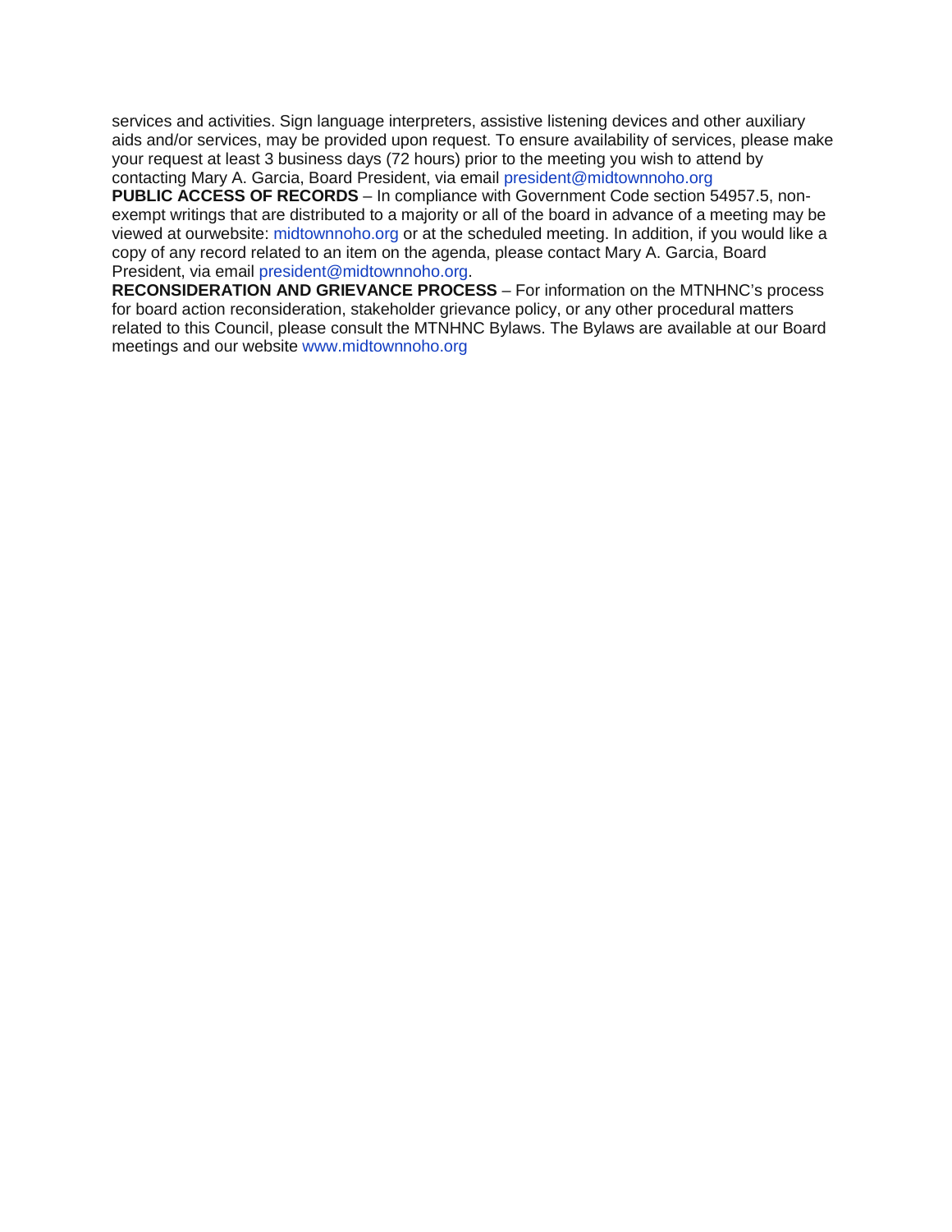services and activities. Sign language interpreters, assistive listening devices and other auxiliary aids and/or services, may be provided upon request. To ensure availability of services, please make your request at least 3 business days (72 hours) prior to the meeting you wish to attend by contacting Mary A. Garcia, Board President, via email president@midtownnoho.org

**PUBLIC ACCESS OF RECORDS** – In compliance with Government Code section 54957.5, non-exempt writings that are distributed to a majority or all of the board in advance of a meeting may be viewed at ourwebsite: midtownnoho.org or at the scheduled meeting. In addition, if you would like a copy of any record related to an item on the agenda, please contact Mary A. Garcia, Board President, via email president@midtownnoho.org.

**RECONSIDERATION AND GRIEVANCE PROCESS** – For information on the MTNHNC's process for board action reconsideration, stakeholder grievance policy, or any other procedural matters related to this Council, please consult the MTNHNC Bylaws. The Bylaws are available at our Board meetings and our website www.midtownnoho.org